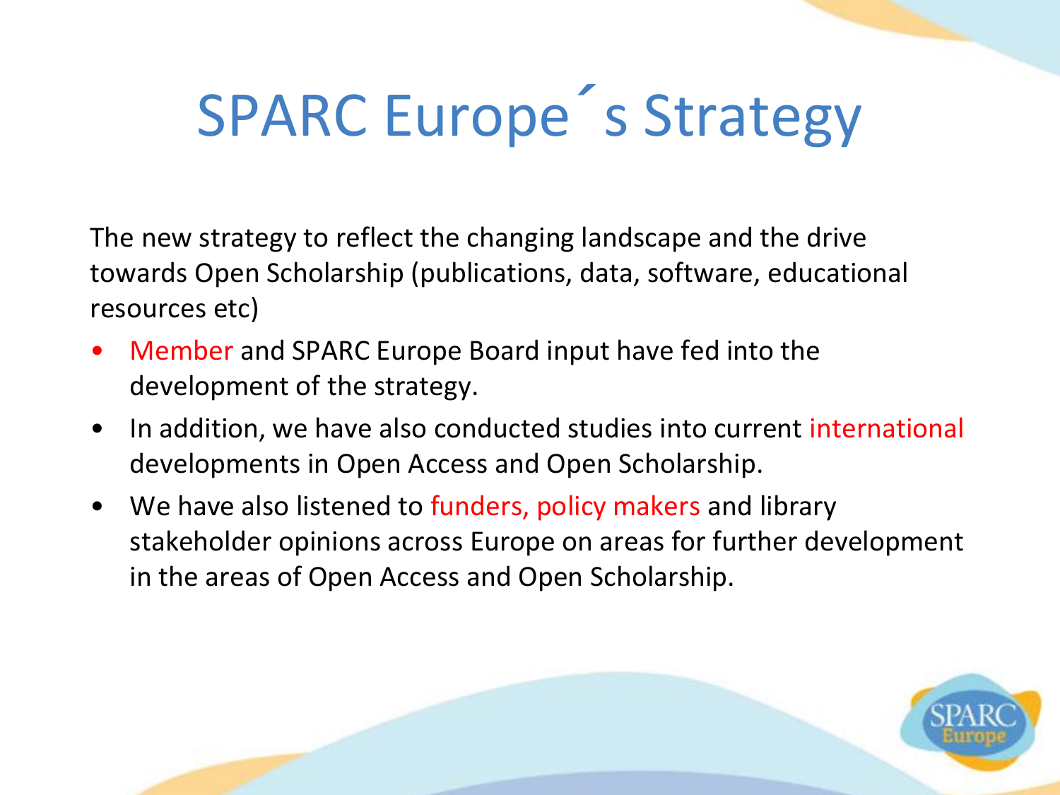# SPARC Europe´s Strategy

The new strategy to reflect the changing landscape and the drive towards Open Scholarship (publications, data, software, educational resources etc)

- Member and SPARC Europe Board input have fed into the development of the strategy.
- In addition, we have also conducted studies into current international developments in Open Access and Open Scholarship.
- We have also listened to funders, policy makers and library stakeholder opinions across Europe on areas for further development in the areas of Open Access and Open Scholarship.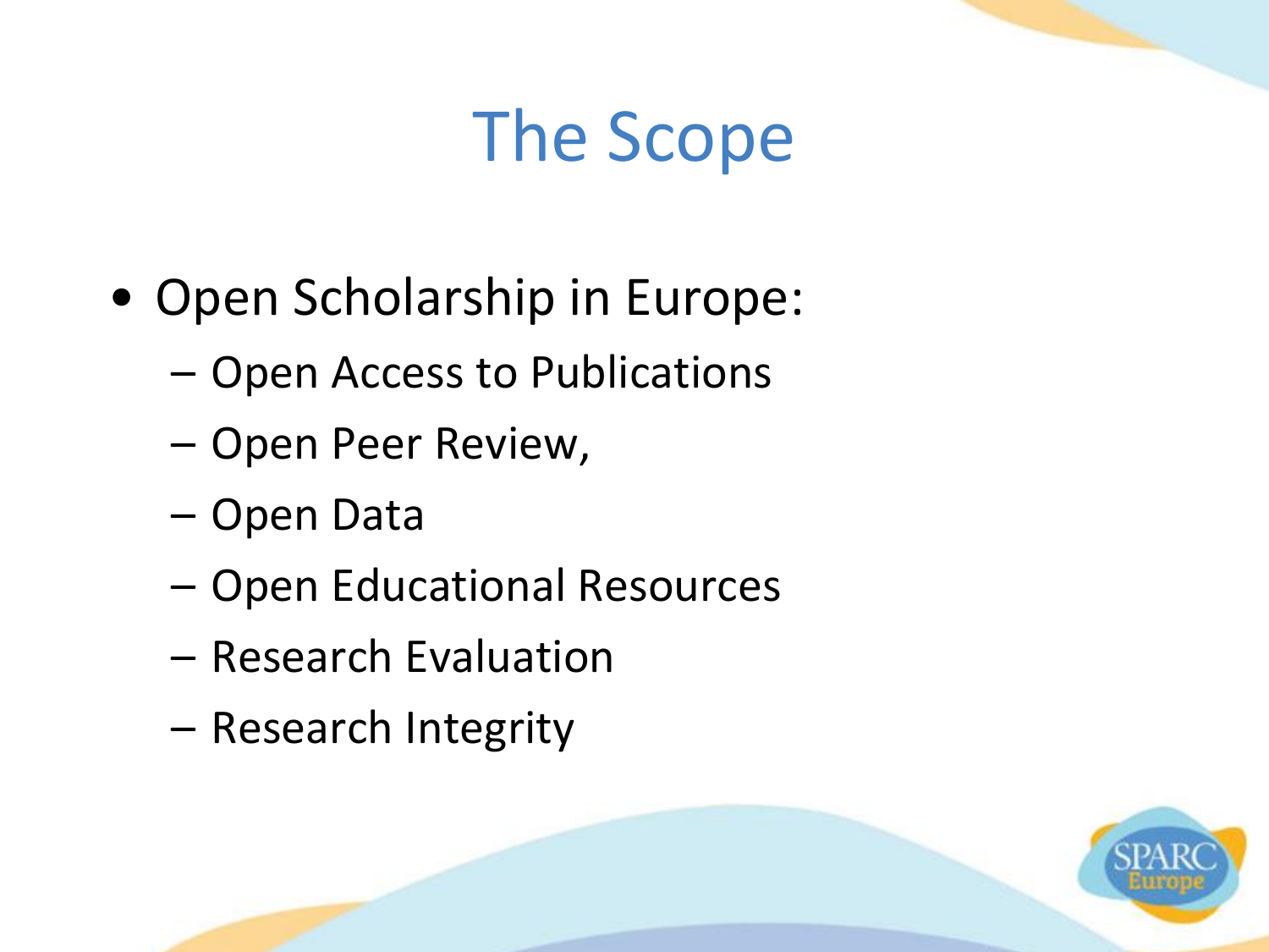# The Scope

- Open Scholarship in Europe:
  - Open Access to Publications
  - Open Peer Review,
  - Open Data
  - Open Educational Resources
  - Research Evaluation
  - Research Integrity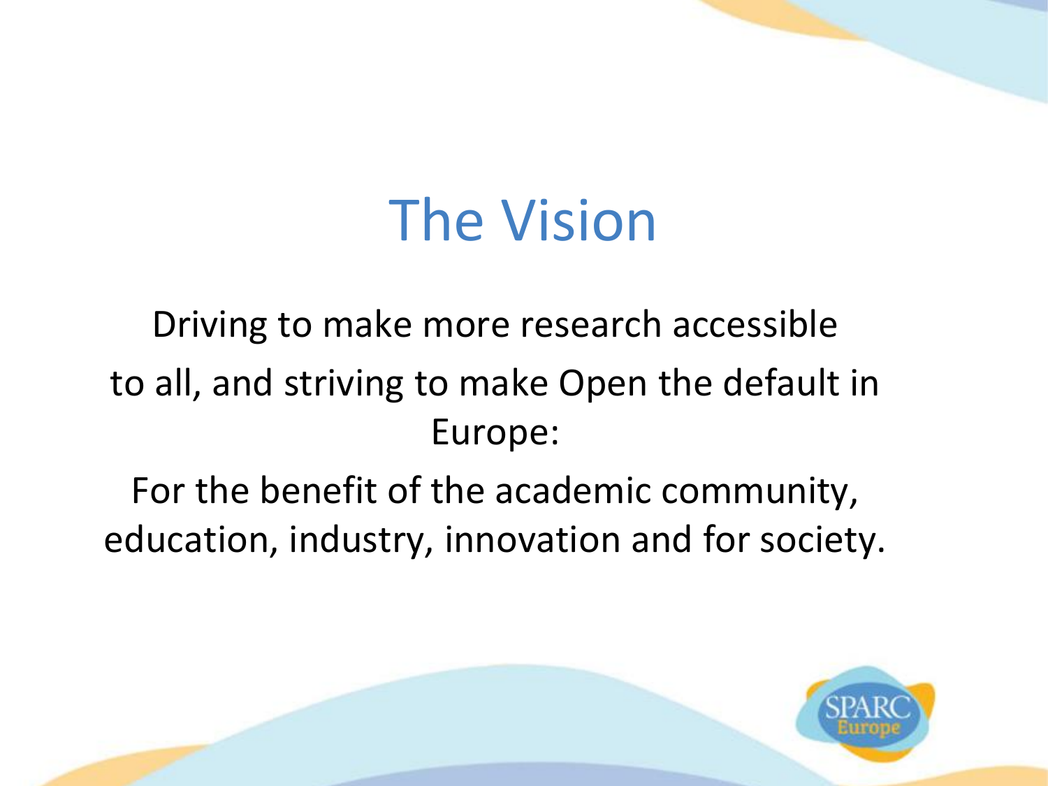# The Vision

Driving to make more research accessible to all, and striving to make Open the default in Europe:

For the benefit of the academic community, education, industry, innovation and for society.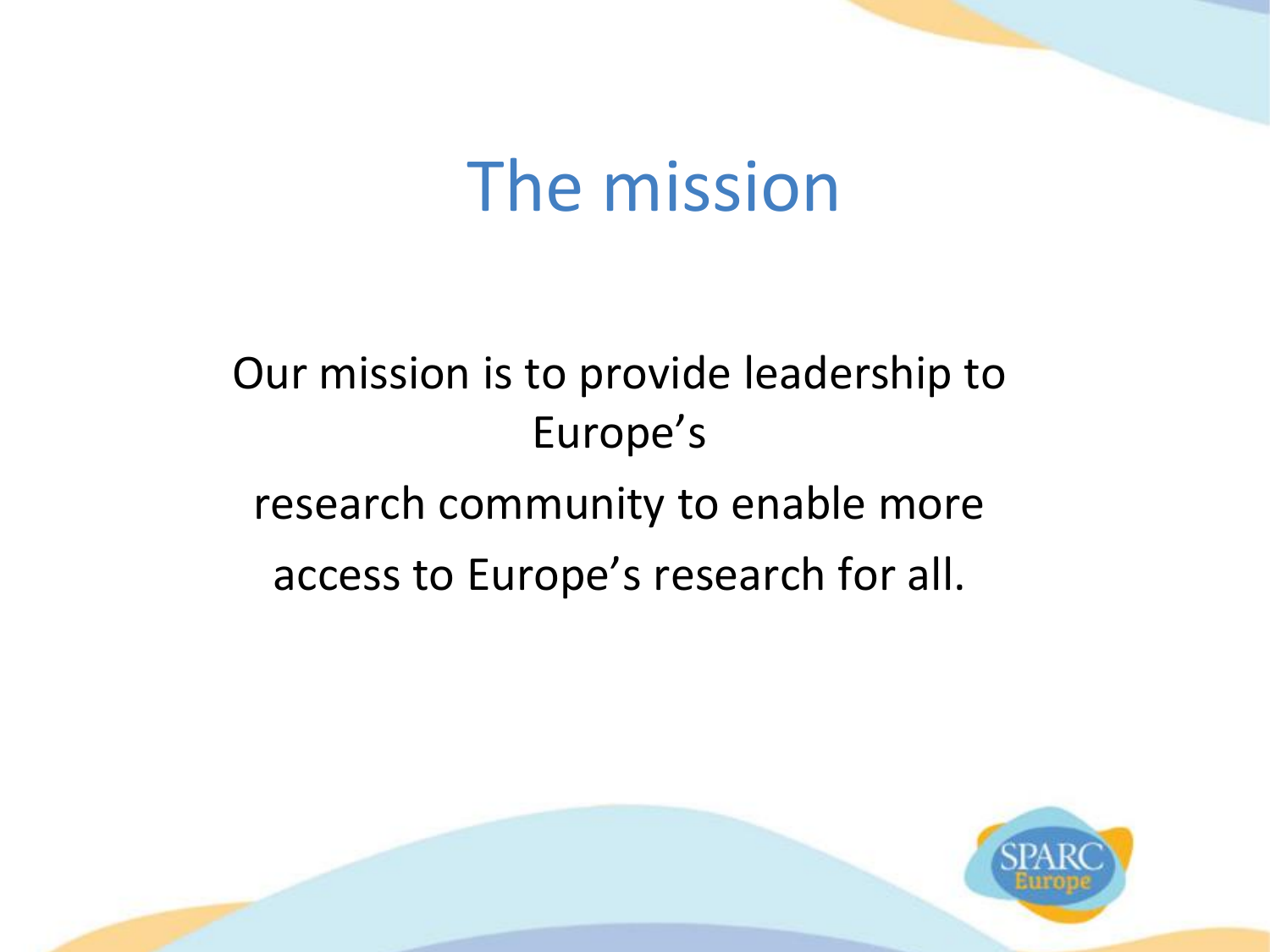# The mission

Our mission is to provide leadership to Europe's

research community to enable more access to Europe's research for all.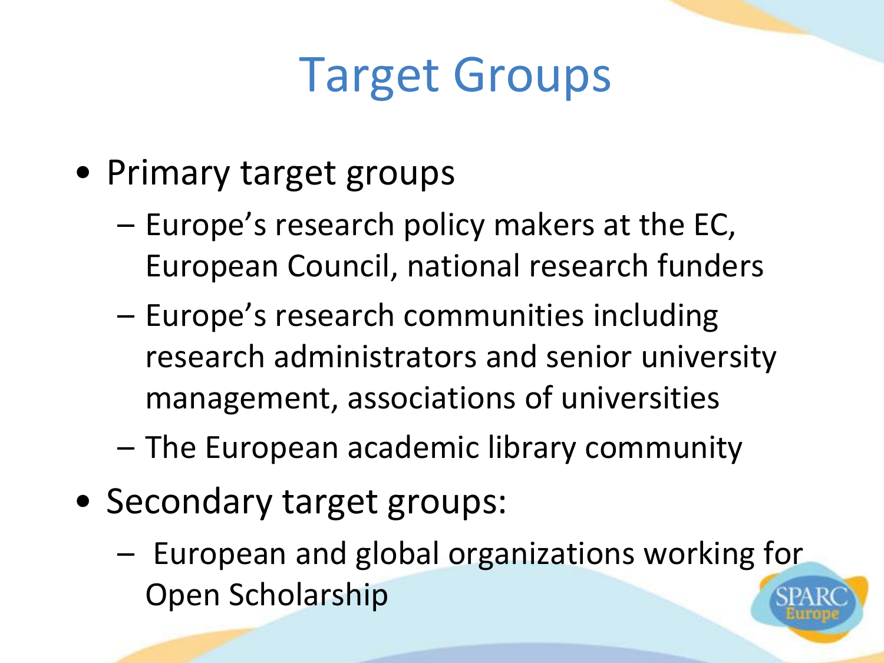# Target Groups

- Primary target groups
  - Europe's research policy makers at the EC, European Council, national research funders
  - Europe's research communities including research administrators and senior university management, associations of universities
  - The European academic library community
- Secondary target groups:
  - European and global organizations working for Open Scholarship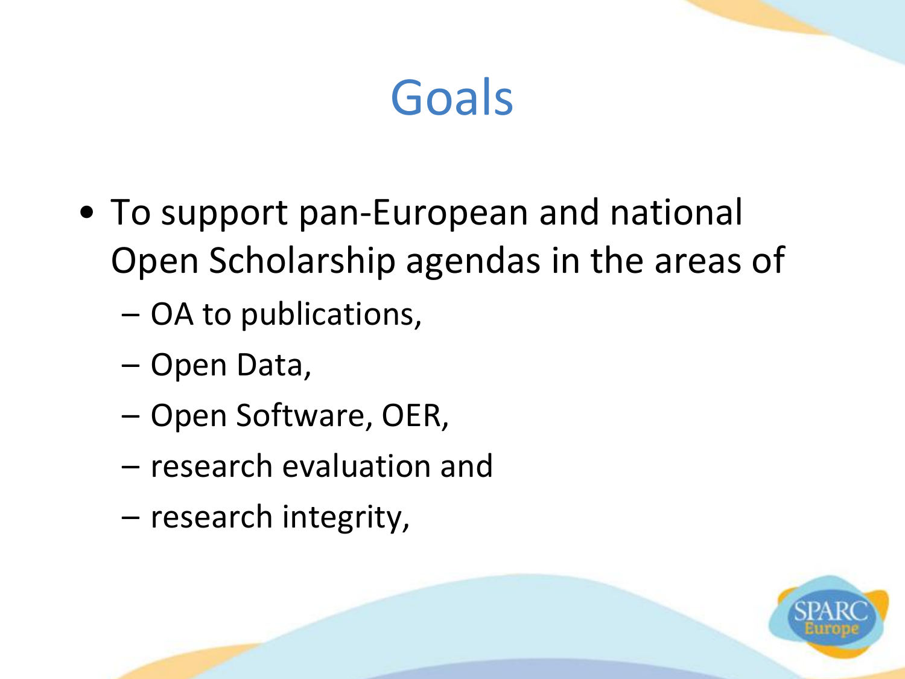# Goals

- To support pan-European and national Open Scholarship agendas in the areas of
  - OA to publications,
  - Open Data,
  - Open Software, OER,
  - research evaluation and
  - research integrity,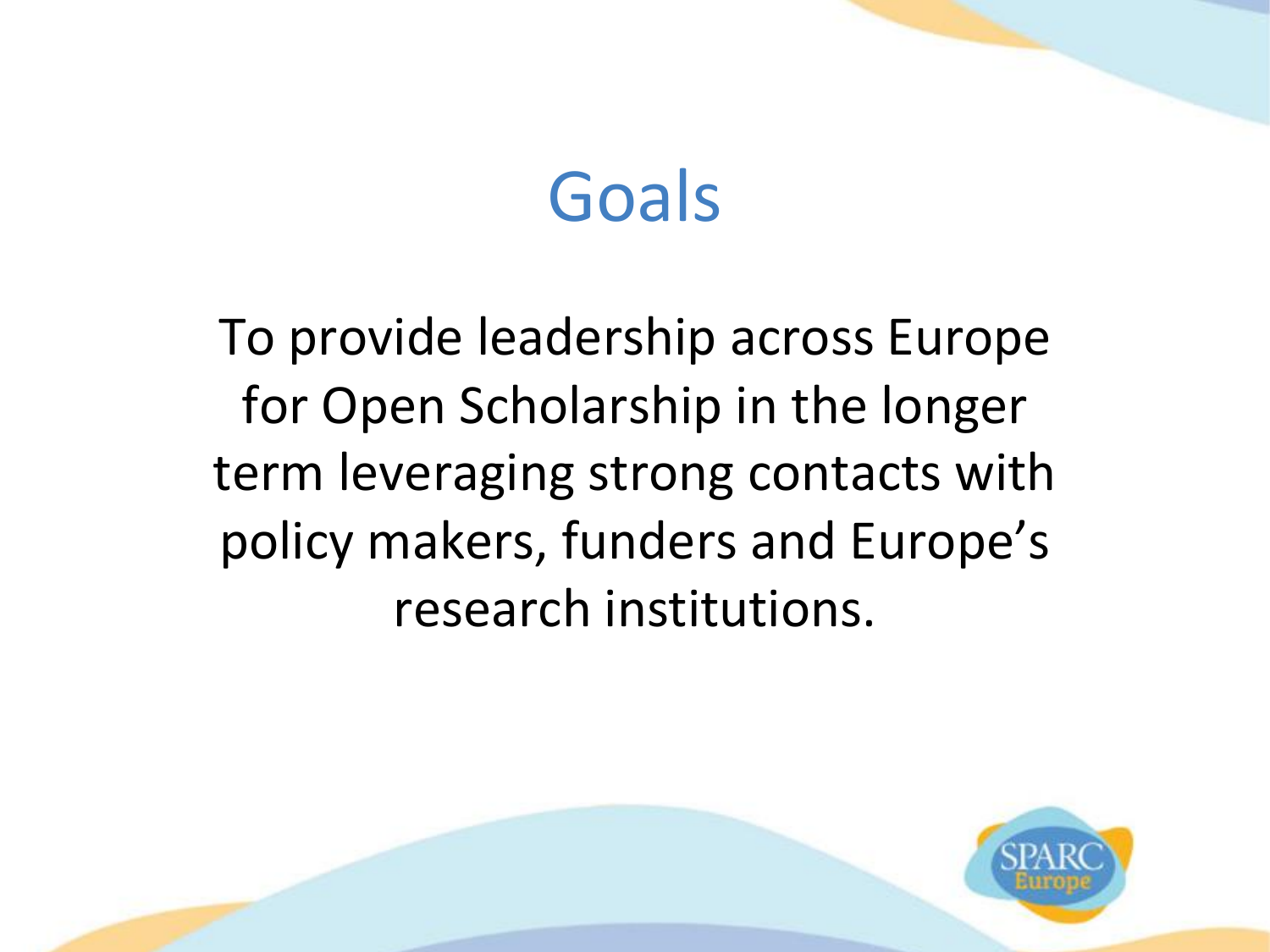# Goals

To provide leadership across Europe for Open Scholarship in the longer term leveraging strong contacts with policy makers, funders and Europe's research institutions.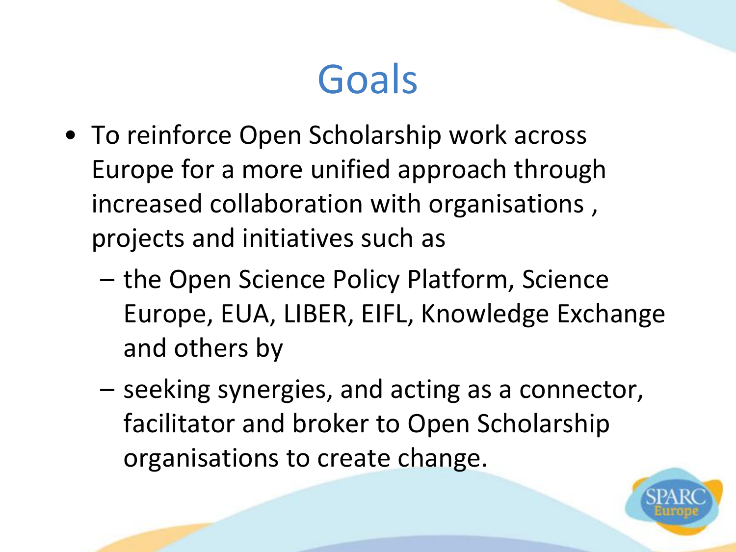# Goals

- To reinforce Open Scholarship work across Europe for a more unified approach through increased collaboration with organisations , projects and initiatives such as
  - the Open Science Policy Platform, Science Europe, EUA, LIBER, EIFL, Knowledge Exchange and others by
  - seeking synergies, and acting as a connector, facilitator and broker to Open Scholarship organisations to create change.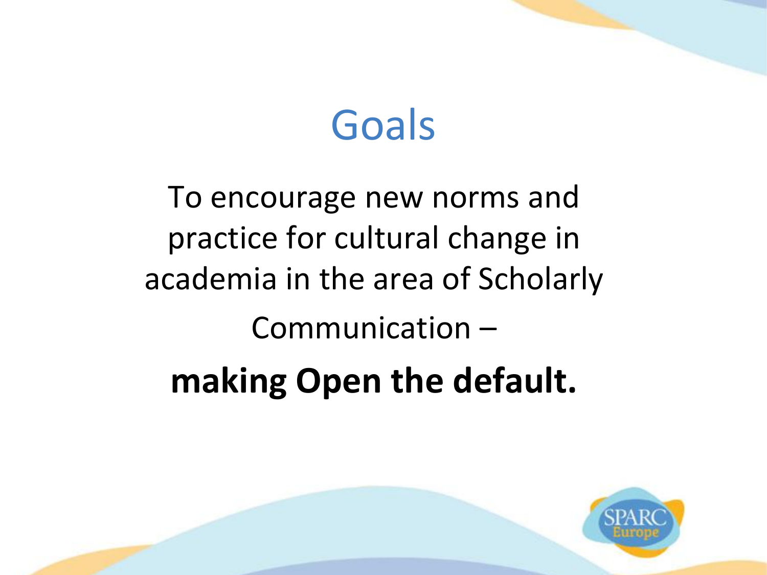# Goals

To encourage new norms and practice for cultural change in academia in the area of Scholarly Communication –

**making Open the default.**